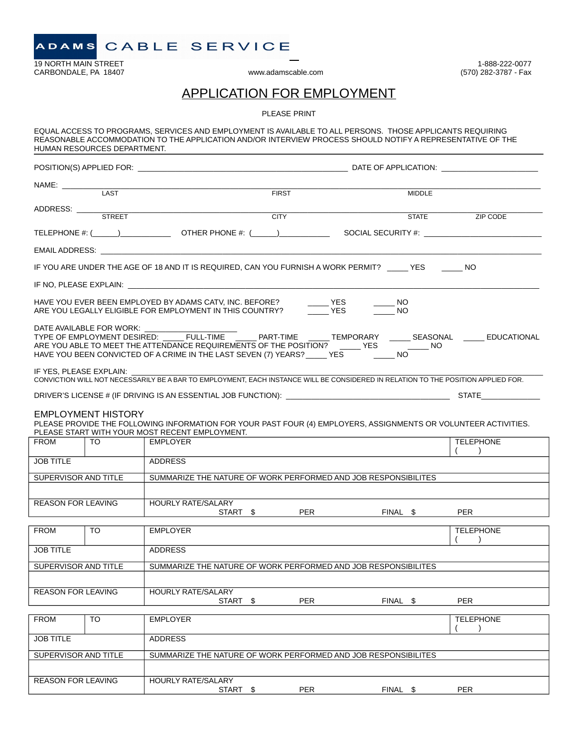**ADAMS CABLE SERVICE**

19 NORTH MAIN STREET
CARBONDALE, PA 18407

www.adamscable.com

1-888-222-0077
(570) 282-3787 - Fax

# APPLICATION FOR EMPLOYMENT

PLEASE PRINT

EQUAL ACCESS TO PROGRAMS, SERVICES AND EMPLOYMENT IS AVAILABLE TO ALL PERSONS. THOSE APPLICANTS REQUIRING REASONABLE ACCOMMODATION TO THE APPLICATION AND/OR INTERVIEW PROCESS SHOULD NOTIFY A REPRESENTATIVE OF THE HUMAN RESOURCES DEPARTMENT.

POSITION(S) APPLIED FOR: ______________________________ DATE OF APPLICATION: ____________________

NAME: ______________________________________________________________
LAST FIRST MIDDLE

ADDRESS: ______________________________________________________________
STREET CITY STATE ZIP CODE

TELEPHONE #: (_____)__________ OTHER PHONE #: (_____)__________ SOCIAL SECURITY #: ____________________

EMAIL ADDRESS: ______________________________________________________________

IF YOU ARE UNDER THE AGE OF 18 AND IT IS REQUIRED, CAN YOU FURNISH A WORK PERMIT? _____ YES _____ NO

IF NO, PLEASE EXPLAIN: ______________________________________________________________

HAVE YOU EVER BEEN EMPLOYED BY ADAMS CATV, INC. BEFORE? _____ YES _____ NO
ARE YOU LEGALLY ELIGIBLE FOR EMPLOYMENT IN THIS COUNTRY? _____ YES _____ NO

DATE AVAILABLE FOR WORK: ____________________
TYPE OF EMPLOYMENT DESIRED: _____ FULL-TIME _____ PART-TIME _____ TEMPORARY _____ SEASONAL _____ EDUCATIONAL
ARE YOU ABLE TO MEET THE ATTENDANCE REQUIREMENTS OF THE POSITION? _____ YES _____ NO
HAVE YOU BEEN CONVICTED OF A CRIME IN THE LAST SEVEN (7) YEARS? _____ YES _____ NO

IF YES, PLEASE EXPLAIN: ______________________________________________________________
CONVICTION WILL NOT NECESSARILY BE A BAR TO EMPLOYMENT, EACH INSTANCE WILL BE CONSIDERED IN RELATION TO THE POSITION APPLIED FOR.

DRIVER'S LICENSE # (IF DRIVING IS AN ESSENTIAL JOB FUNCTION): ______________________________ STATE__________

## EMPLOYMENT HISTORY

PLEASE PROVIDE THE FOLLOWING INFORMATION FOR YOUR PAST FOUR (4) EMPLOYERS, ASSIGNMENTS OR VOLUNTEER ACTIVITIES. PLEASE START WITH YOUR MOST RECENT EMPLOYMENT.

| FROM | TO | EMPLOYER | TELEPHONE ( ) |
|---|---|---|---|
| JOB TITLE | | ADDRESS | |
| SUPERVISOR AND TITLE | | SUMMARIZE THE NATURE OF WORK PERFORMED AND JOB RESPONSIBILITES | |
| | | | |
| REASON FOR LEAVING | | HOURLY RATE/SALARY START $ PER FINAL $ PER | |

| FROM | TO | EMPLOYER | TELEPHONE ( ) |
|---|---|---|---|
| JOB TITLE | | ADDRESS | |
| SUPERVISOR AND TITLE | | SUMMARIZE THE NATURE OF WORK PERFORMED AND JOB RESPONSIBILITES | |
| | | | |
| REASON FOR LEAVING | | HOURLY RATE/SALARY START $ PER FINAL $ PER | |

| FROM | TO | EMPLOYER | TELEPHONE ( ) |
|---|---|---|---|
| JOB TITLE | | ADDRESS | |
| SUPERVISOR AND TITLE | | SUMMARIZE THE NATURE OF WORK PERFORMED AND JOB RESPONSIBILITES | |
| | | | |
| REASON FOR LEAVING | | HOURLY RATE/SALARY START $ PER FINAL $ PER | |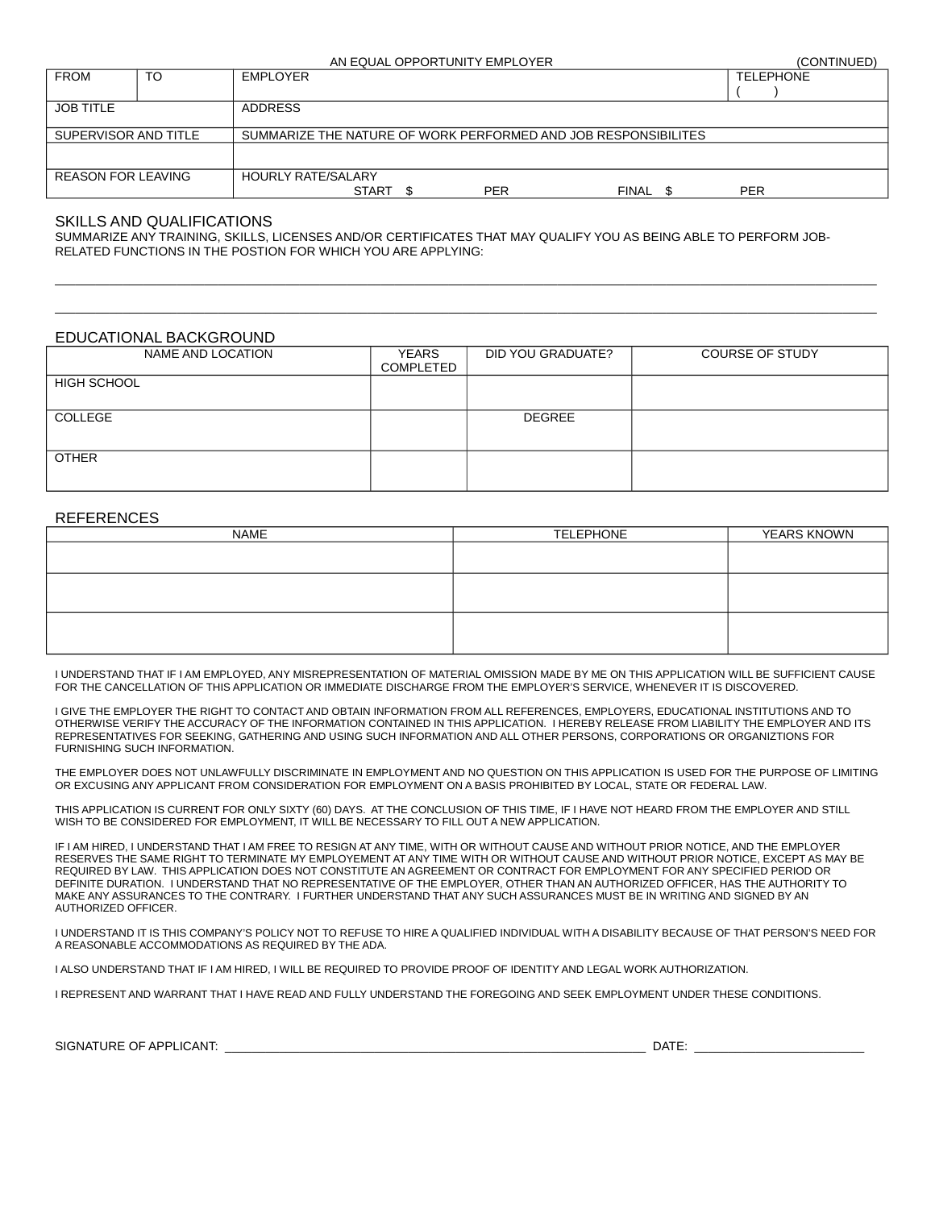AN EQUAL OPPORTUNITY EMPLOYER (CONTINUED)

| FROM | TO | EMPLOYER | TELEPHONE ( ) |
|---|---|---|---|
| JOB TITLE | | ADDRESS | |
| SUPERVISOR AND TITLE | | SUMMARIZE THE NATURE OF WORK PERFORMED AND JOB RESPONSIBILITES | |
| | | | |
| REASON FOR LEAVING | | HOURLY RATE/SALARY START $ PER FINAL $ PER | |

## SKILLS AND QUALIFICATIONS

SUMMARIZE ANY TRAINING, SKILLS, LICENSES AND/OR CERTIFICATES THAT MAY QUALIFY YOU AS BEING ABLE TO PERFORM JOB-RELATED FUNCTIONS IN THE POSTION FOR WHICH YOU ARE APPLYING:

______________________________________________________________________________

______________________________________________________________________________

## EDUCATIONAL BACKGROUND

| NAME AND LOCATION | YEARS COMPLETED | DID YOU GRADUATE? | COURSE OF STUDY |
|---|---|---|---|
| HIGH SCHOOL | | | |
| COLLEGE | | DEGREE | |
| OTHER | | | |

## REFERENCES

| NAME | TELEPHONE | YEARS KNOWN |
|---|---|---|
| | | |
| | | |
| | | |

I UNDERSTAND THAT IF I AM EMPLOYED, ANY MISREPRESENTATION OF MATERIAL OMISSION MADE BY ME ON THIS APPLICATION WILL BE SUFFICIENT CAUSE FOR THE CANCELLATION OF THIS APPLICATION OR IMMEDIATE DISCHARGE FROM THE EMPLOYER'S SERVICE, WHENEVER IT IS DISCOVERED.

I GIVE THE EMPLOYER THE RIGHT TO CONTACT AND OBTAIN INFORMATION FROM ALL REFERENCES, EMPLOYERS, EDUCATIONAL INSTITUTIONS AND TO OTHERWISE VERIFY THE ACCURACY OF THE INFORMATION CONTAINED IN THIS APPLICATION. I HEREBY RELEASE FROM LIABILITY THE EMPLOYER AND ITS REPRESENTATIVES FOR SEEKING, GATHERING AND USING SUCH INFORMATION AND ALL OTHER PERSONS, CORPORATIONS OR ORGANIZTIONS FOR FURNISHING SUCH INFORMATION.

THE EMPLOYER DOES NOT UNLAWFULLY DISCRIMINATE IN EMPLOYMENT AND NO QUESTION ON THIS APPLICATION IS USED FOR THE PURPOSE OF LIMITING OR EXCUSING ANY APPLICANT FROM CONSIDERATION FOR EMPLOYMENT ON A BASIS PROHIBITED BY LOCAL, STATE OR FEDERAL LAW.

THIS APPLICATION IS CURRENT FOR ONLY SIXTY (60) DAYS. AT THE CONCLUSION OF THIS TIME, IF I HAVE NOT HEARD FROM THE EMPLOYER AND STILL WISH TO BE CONSIDERED FOR EMPLOYMENT, IT WILL BE NECESSARY TO FILL OUT A NEW APPLICATION.

IF I AM HIRED, I UNDERSTAND THAT I AM FREE TO RESIGN AT ANY TIME, WITH OR WITHOUT CAUSE AND WITHOUT PRIOR NOTICE, AND THE EMPLOYER RESERVES THE SAME RIGHT TO TERMINATE MY EMPLOYEMENT AT ANY TIME WITH OR WITHOUT CAUSE AND WITHOUT PRIOR NOTICE, EXCEPT AS MAY BE REQUIRED BY LAW. THIS APPLICATION DOES NOT CONSTITUTE AN AGREEMENT OR CONTRACT FOR EMPLOYMENT FOR ANY SPECIFIED PERIOD OR DEFINITE DURATION. I UNDERSTAND THAT NO REPRESENTATIVE OF THE EMPLOYER, OTHER THAN AN AUTHORIZED OFFICER, HAS THE AUTHORITY TO MAKE ANY ASSURANCES TO THE CONTRARY. I FURTHER UNDERSTAND THAT ANY SUCH ASSURANCES MUST BE IN WRITING AND SIGNED BY AN AUTHORIZED OFFICER.

I UNDERSTAND IT IS THIS COMPANY'S POLICY NOT TO REFUSE TO HIRE A QUALIFIED INDIVIDUAL WITH A DISABILITY BECAUSE OF THAT PERSON'S NEED FOR A REASONABLE ACCOMMODATIONS AS REQUIRED BY THE ADA.

I ALSO UNDERSTAND THAT IF I AM HIRED, I WILL BE REQUIRED TO PROVIDE PROOF OF IDENTITY AND LEGAL WORK AUTHORIZATION.

I REPRESENT AND WARRANT THAT I HAVE READ AND FULLY UNDERSTAND THE FOREGOING AND SEEK EMPLOYMENT UNDER THESE CONDITIONS.

SIGNATURE OF APPLICANT: ______________________________ DATE: ______________